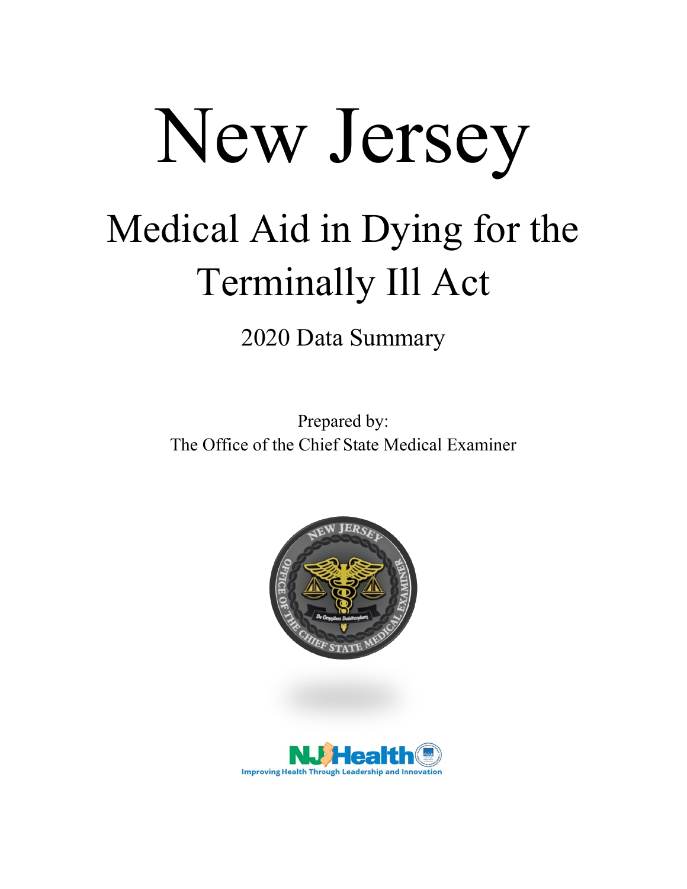# New Jersey

## Medical Aid in Dying for the Terminally Ill Act

2020 Data Summary

Prepared by:
The Office of the Chief State Medical Examiner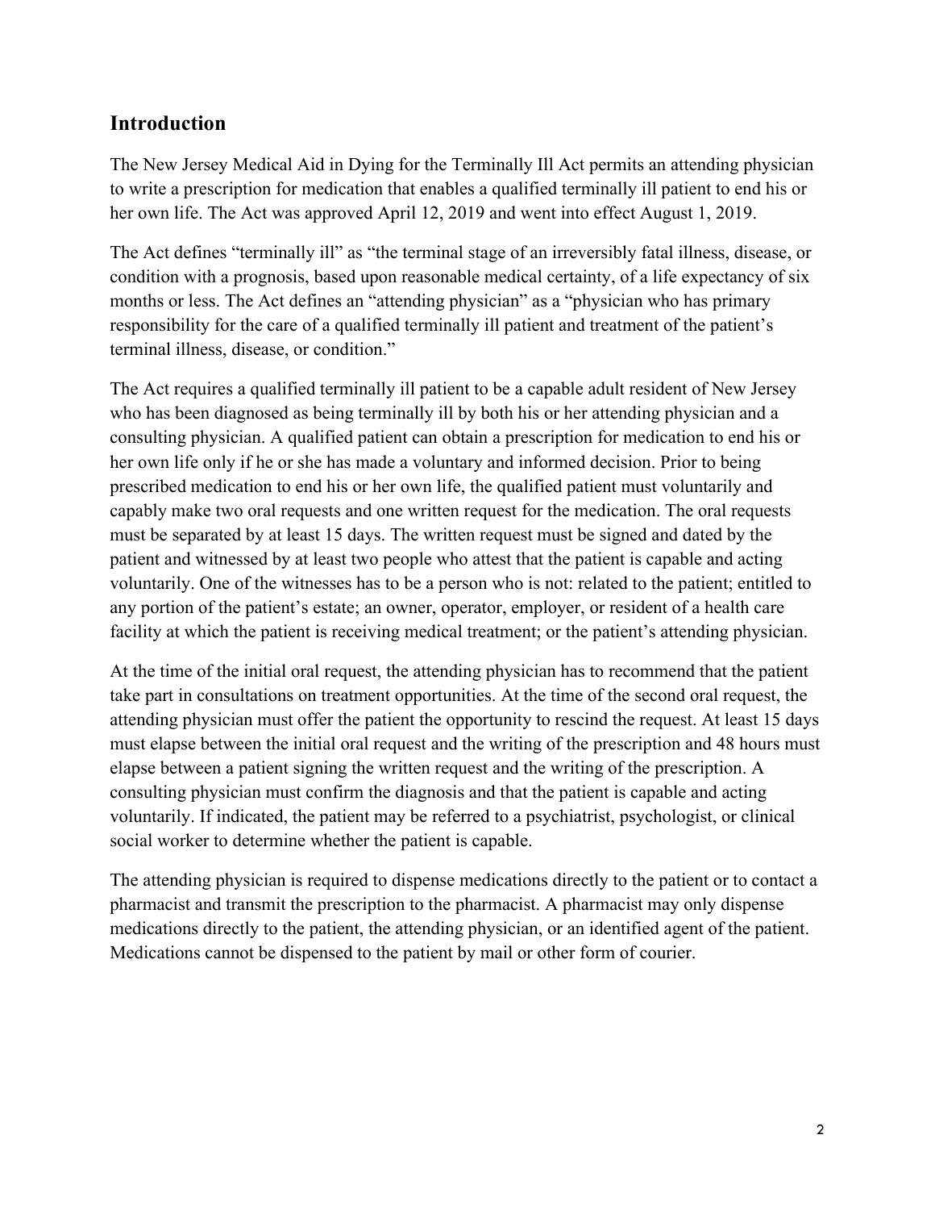## Introduction

The New Jersey Medical Aid in Dying for the Terminally Ill Act permits an attending physician to write a prescription for medication that enables a qualified terminally ill patient to end his or her own life. The Act was approved April 12, 2019 and went into effect August 1, 2019.

The Act defines "terminally ill" as "the terminal stage of an irreversibly fatal illness, disease, or condition with a prognosis, based upon reasonable medical certainty, of a life expectancy of six months or less. The Act defines an "attending physician" as a "physician who has primary responsibility for the care of a qualified terminally ill patient and treatment of the patient's terminal illness, disease, or condition."

The Act requires a qualified terminally ill patient to be a capable adult resident of New Jersey who has been diagnosed as being terminally ill by both his or her attending physician and a consulting physician. A qualified patient can obtain a prescription for medication to end his or her own life only if he or she has made a voluntary and informed decision. Prior to being prescribed medication to end his or her own life, the qualified patient must voluntarily and capably make two oral requests and one written request for the medication. The oral requests must be separated by at least 15 days. The written request must be signed and dated by the patient and witnessed by at least two people who attest that the patient is capable and acting voluntarily. One of the witnesses has to be a person who is not: related to the patient; entitled to any portion of the patient's estate; an owner, operator, employer, or resident of a health care facility at which the patient is receiving medical treatment; or the patient's attending physician.

At the time of the initial oral request, the attending physician has to recommend that the patient take part in consultations on treatment opportunities. At the time of the second oral request, the attending physician must offer the patient the opportunity to rescind the request. At least 15 days must elapse between the initial oral request and the writing of the prescription and 48 hours must elapse between a patient signing the written request and the writing of the prescription. A consulting physician must confirm the diagnosis and that the patient is capable and acting voluntarily. If indicated, the patient may be referred to a psychiatrist, psychologist, or clinical social worker to determine whether the patient is capable.

The attending physician is required to dispense medications directly to the patient or to contact a pharmacist and transmit the prescription to the pharmacist. A pharmacist may only dispense medications directly to the patient, the attending physician, or an identified agent of the patient. Medications cannot be dispensed to the patient by mail or other form of courier.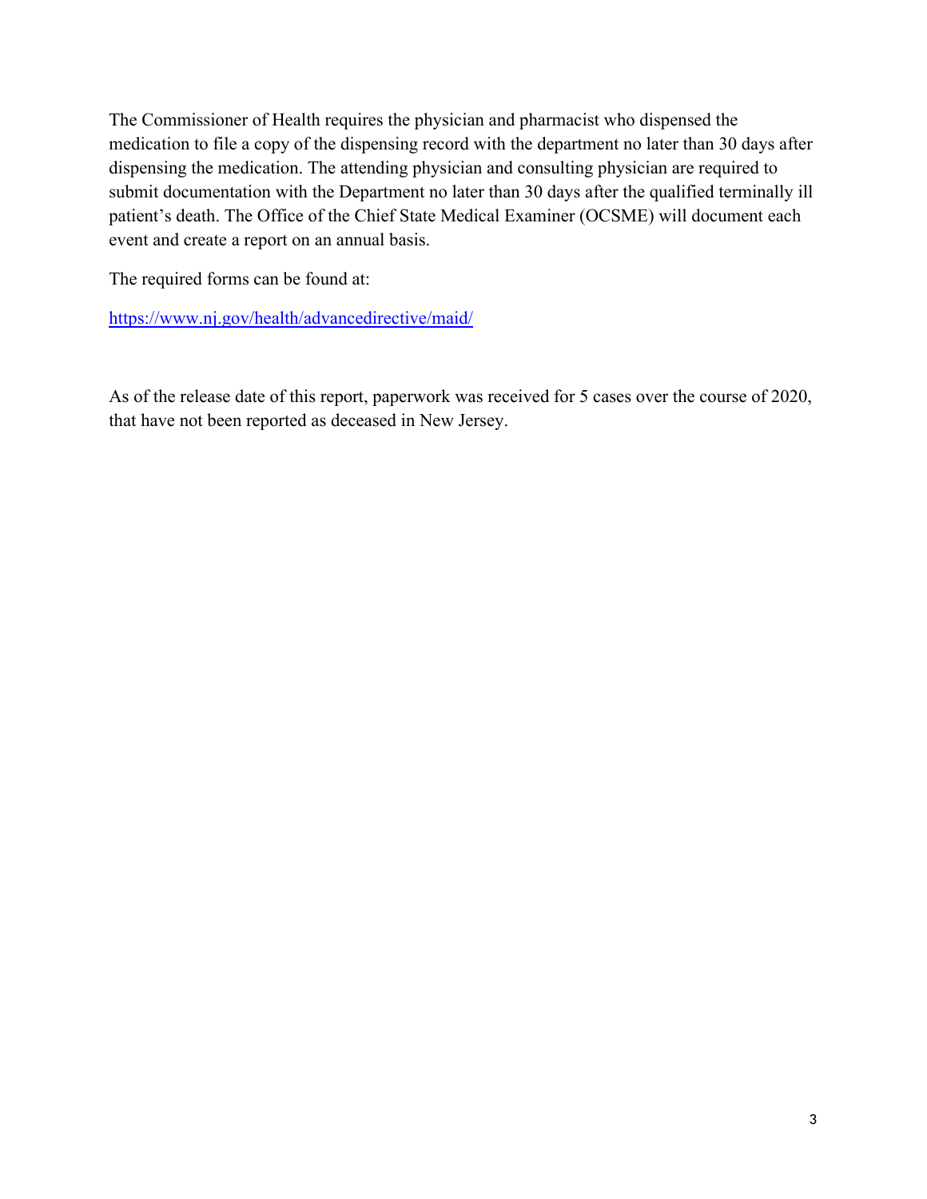The Commissioner of Health requires the physician and pharmacist who dispensed the medication to file a copy of the dispensing record with the department no later than 30 days after dispensing the medication. The attending physician and consulting physician are required to submit documentation with the Department no later than 30 days after the qualified terminally ill patient's death. The Office of the Chief State Medical Examiner (OCSME) will document each event and create a report on an annual basis.

The required forms can be found at:

https://www.nj.gov/health/advancedirective/maid/

As of the release date of this report, paperwork was received for 5 cases over the course of 2020, that have not been reported as deceased in New Jersey.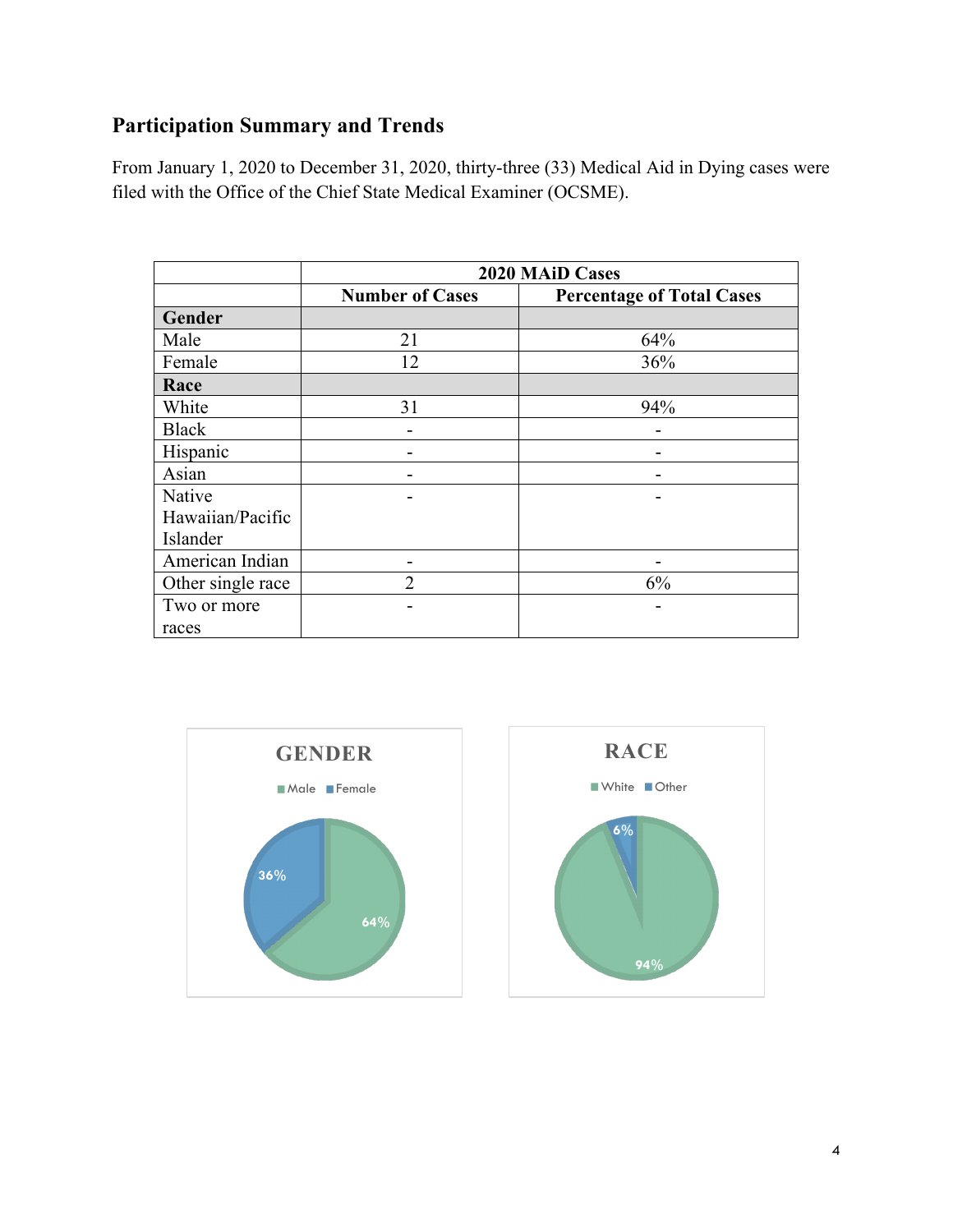## Participation Summary and Trends

From January 1, 2020 to December 31, 2020, thirty-three (33) Medical Aid in Dying cases were filed with the Office of the Chief State Medical Examiner (OCSME).

| | 2020 MAiD Cases | |
|---|---|---|
| | **Number of Cases** | **Percentage of Total Cases** |
| **Gender** | | |
| Male | 21 | 64% |
| Female | 12 | 36% |
| **Race** | | |
| White | 31 | 94% |
| Black | - | - |
| Hispanic | - | - |
| Asian | - | - |
| Native Hawaiian/Pacific Islander | - | - |
| American Indian | - | - |
| Other single race | 2 | 6% |
| Two or more races | - | - |

**GENDER**

Male Female

36%

64%

**RACE**

White Other

6%

94%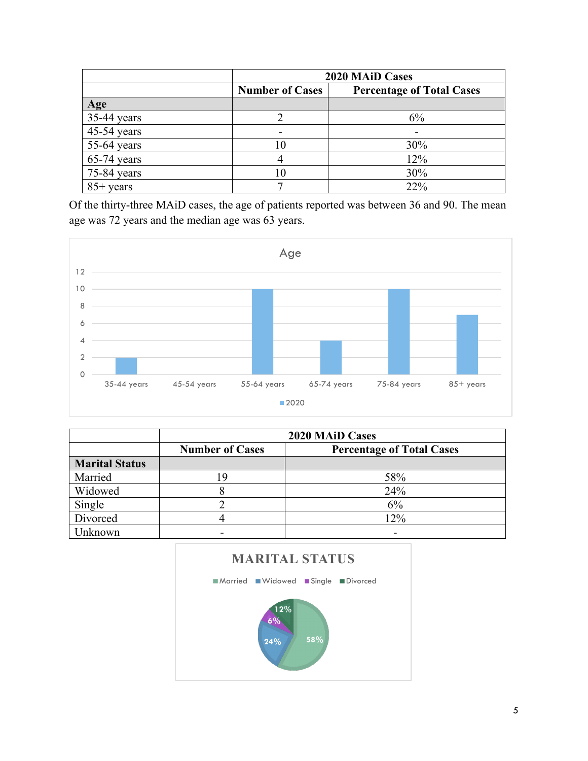| | 2020 MAiD Cases | |
|---|---|---|
| | Number of Cases | Percentage of Total Cases |
| **Age** | | |
| 35-44 years | 2 | 6% |
| 45-54 years | - | - |
| 55-64 years | 10 | 30% |
| 65-74 years | 4 | 12% |
| 75-84 years | 10 | 30% |
| 85+ years | 7 | 22% |

Of the thirty-three MAiD cases, the age of patients reported was between 36 and 90. The mean age was 72 years and the median age was 63 years.

| | 2020 MAiD Cases | |
|---|---|---|
| | Number of Cases | Percentage of Total Cases |
| **Marital Status** | | |
| Married | 19 | 58% |
| Widowed | 8 | 24% |
| Single | 2 | 6% |
| Divorced | 4 | 12% |
| Unknown | - | - |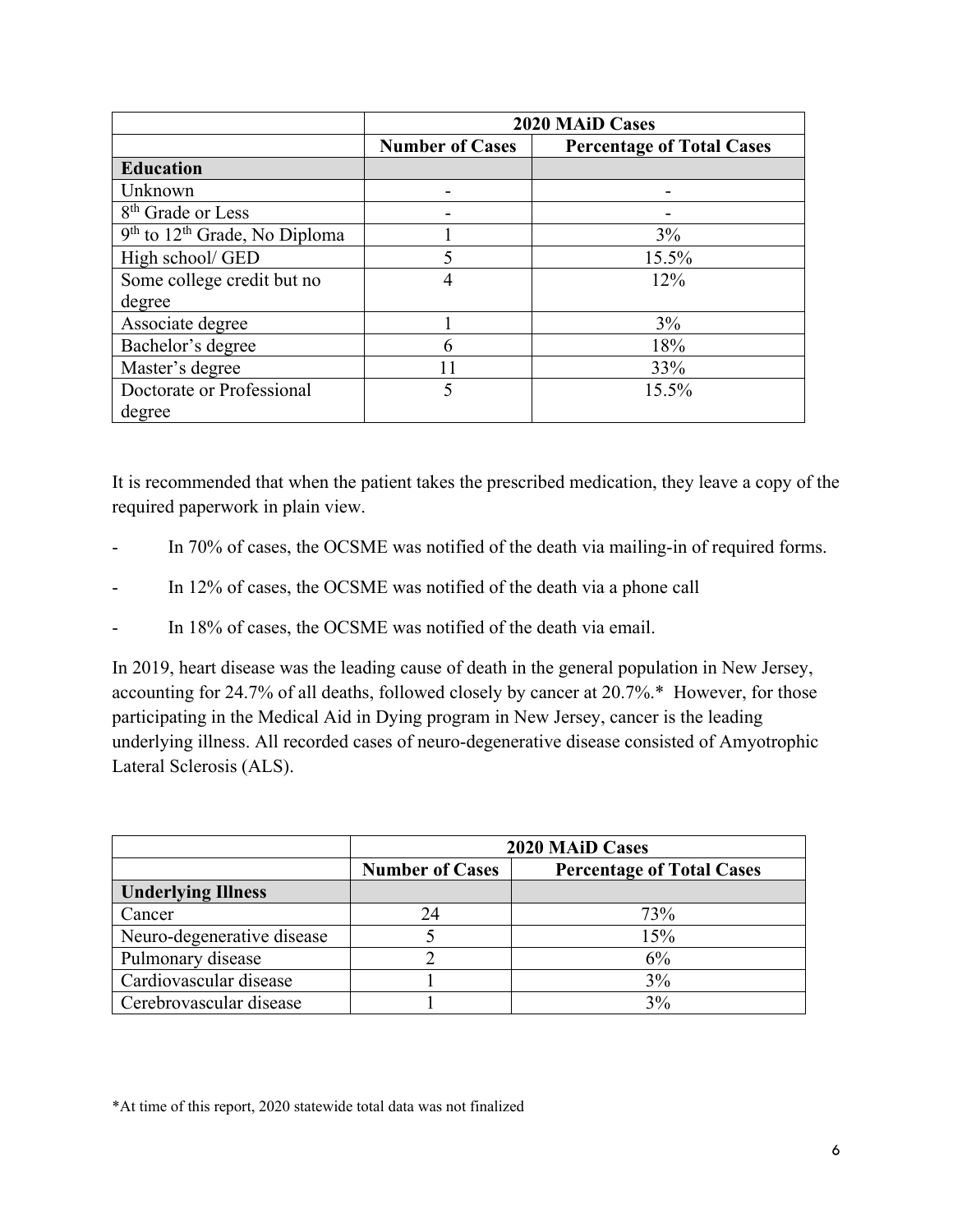| | 2020 MAiD Cases | |
|---|---|---|
| | **Number of Cases** | **Percentage of Total Cases** |
| **Education** | | |
| Unknown | - | - |
| 8th Grade or Less | - | - |
| 9th to 12th Grade, No Diploma | 1 | 3% |
| High school/ GED | 5 | 15.5% |
| Some college credit but no degree | 4 | 12% |
| Associate degree | 1 | 3% |
| Bachelor's degree | 6 | 18% |
| Master's degree | 11 | 33% |
| Doctorate or Professional degree | 5 | 15.5% |

It is recommended that when the patient takes the prescribed medication, they leave a copy of the required paperwork in plain view.

- In 70% of cases, the OCSME was notified of the death via mailing-in of required forms.
- In 12% of cases, the OCSME was notified of the death via a phone call
- In 18% of cases, the OCSME was notified of the death via email.

In 2019, heart disease was the leading cause of death in the general population in New Jersey, accounting for 24.7% of all deaths, followed closely by cancer at 20.7%.* However, for those participating in the Medical Aid in Dying program in New Jersey, cancer is the leading underlying illness. All recorded cases of neuro-degenerative disease consisted of Amyotrophic Lateral Sclerosis (ALS).

| | 2020 MAiD Cases | |
|---|---|---|
| | **Number of Cases** | **Percentage of Total Cases** |
| **Underlying Illness** | | |
| Cancer | 24 | 73% |
| Neuro-degenerative disease | 5 | 15% |
| Pulmonary disease | 2 | 6% |
| Cardiovascular disease | 1 | 3% |
| Cerebrovascular disease | 1 | 3% |

*At time of this report, 2020 statewide total data was not finalized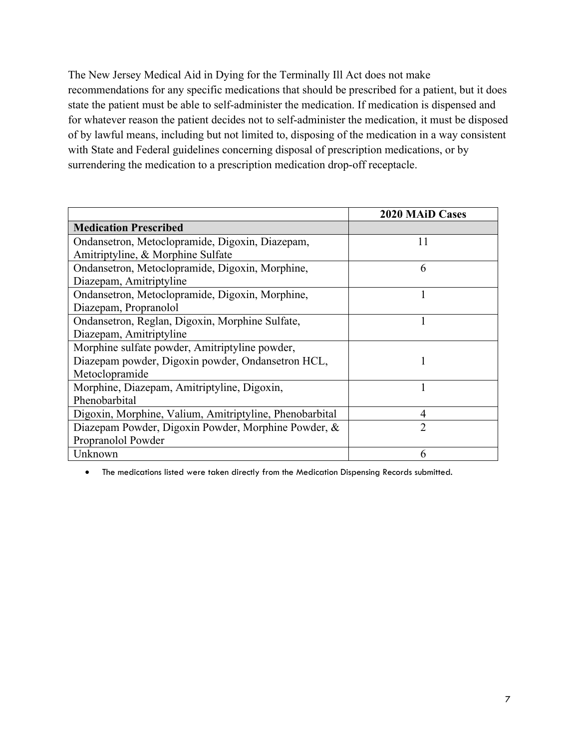The New Jersey Medical Aid in Dying for the Terminally Ill Act does not make recommendations for any specific medications that should be prescribed for a patient, but it does state the patient must be able to self-administer the medication. If medication is dispensed and for whatever reason the patient decides not to self-administer the medication, it must be disposed of by lawful means, including but not limited to, disposing of the medication in a way consistent with State and Federal guidelines concerning disposal of prescription medications, or by surrendering the medication to a prescription medication drop-off receptacle.

| | **2020 MAiD Cases** |
|---|---|
| **Medication Prescribed** | |
| Ondansetron, Metoclopramide, Digoxin, Diazepam, Amitriptyline, & Morphine Sulfate | 11 |
| Ondansetron, Metoclopramide, Digoxin, Morphine, Diazepam, Amitriptyline | 6 |
| Ondansetron, Metoclopramide, Digoxin, Morphine, Diazepam, Propranolol | 1 |
| Ondansetron, Reglan, Digoxin, Morphine Sulfate, Diazepam, Amitriptyline | 1 |
| Morphine sulfate powder, Amitriptyline powder, Diazepam powder, Digoxin powder, Ondansetron HCL, Metoclopramide | 1 |
| Morphine, Diazepam, Amitriptyline, Digoxin, Phenobarbital | 1 |
| Digoxin, Morphine, Valium, Amitriptyline, Phenobarbital | 4 |
| Diazepam Powder, Digoxin Powder, Morphine Powder, & Propranolol Powder | 2 |
| Unknown | 6 |

- The medications listed were taken directly from the Medication Dispensing Records submitted.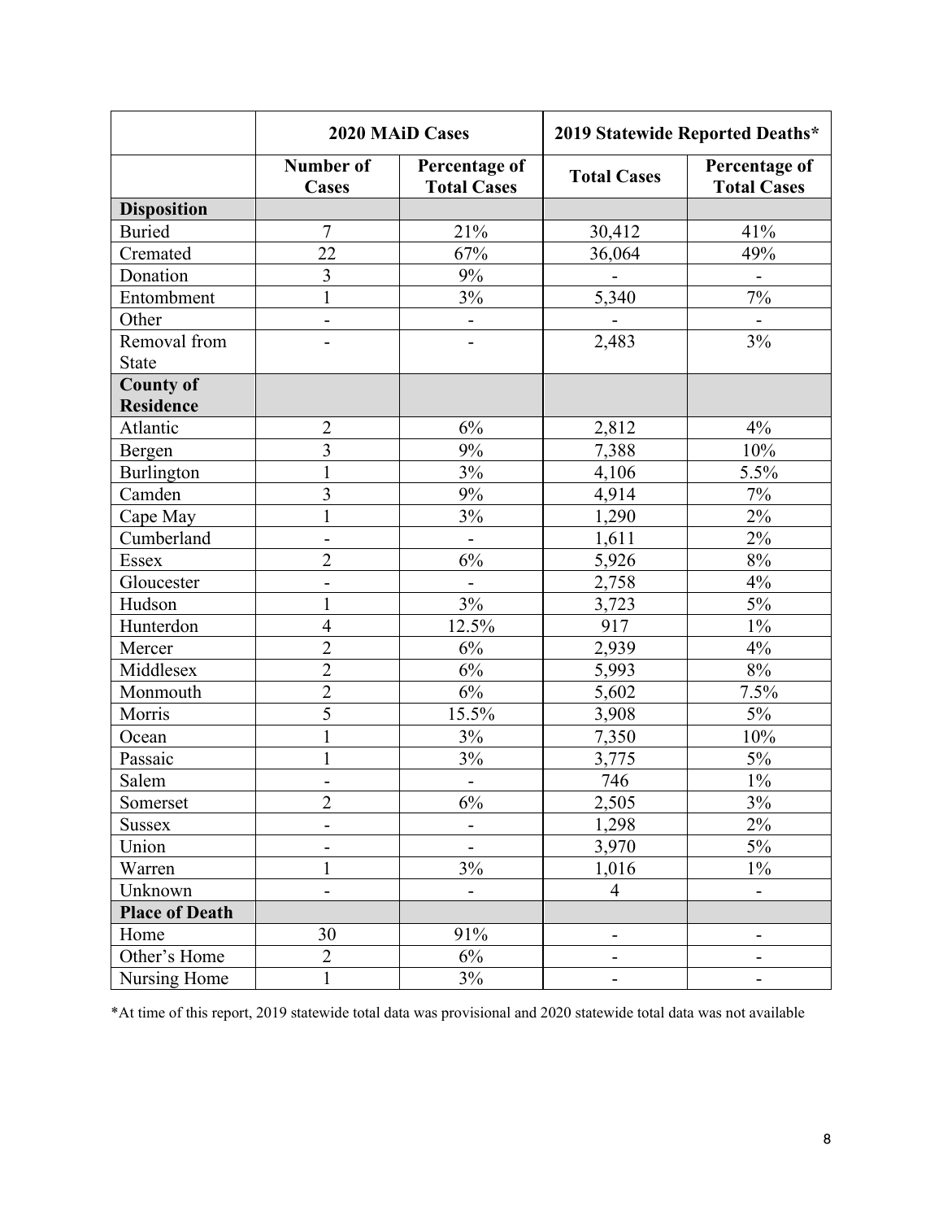| | 2020 MAiD Cases | | 2019 Statewide Reported Deaths* | |
|---|---|---|---|---|
| | **Number of Cases** | **Percentage of Total Cases** | **Total Cases** | **Percentage of Total Cases** |
| **Disposition** | | | | |
| Buried | 7 | 21% | 30,412 | 41% |
| Cremated | 22 | 67% | 36,064 | 49% |
| Donation | 3 | 9% | - | - |
| Entombment | 1 | 3% | 5,340 | 7% |
| Other | - | - | - | - |
| Removal from State | - | - | 2,483 | 3% |
| **County of Residence** | | | | |
| Atlantic | 2 | 6% | 2,812 | 4% |
| Bergen | 3 | 9% | 7,388 | 10% |
| Burlington | 1 | 3% | 4,106 | 5.5% |
| Camden | 3 | 9% | 4,914 | 7% |
| Cape May | 1 | 3% | 1,290 | 2% |
| Cumberland | - | - | 1,611 | 2% |
| Essex | 2 | 6% | 5,926 | 8% |
| Gloucester | - | - | 2,758 | 4% |
| Hudson | 1 | 3% | 3,723 | 5% |
| Hunterdon | 4 | 12.5% | 917 | 1% |
| Mercer | 2 | 6% | 2,939 | 4% |
| Middlesex | 2 | 6% | 5,993 | 8% |
| Monmouth | 2 | 6% | 5,602 | 7.5% |
| Morris | 5 | 15.5% | 3,908 | 5% |
| Ocean | 1 | 3% | 7,350 | 10% |
| Passaic | 1 | 3% | 3,775 | 5% |
| Salem | - | - | 746 | 1% |
| Somerset | 2 | 6% | 2,505 | 3% |
| Sussex | - | - | 1,298 | 2% |
| Union | - | - | 3,970 | 5% |
| Warren | 1 | 3% | 1,016 | 1% |
| Unknown | - | - | 4 | - |
| **Place of Death** | | | | |
| Home | 30 | 91% | - | - |
| Other's Home | 2 | 6% | - | - |
| Nursing Home | 1 | 3% | - | - |

*At time of this report, 2019 statewide total data was provisional and 2020 statewide total data was not available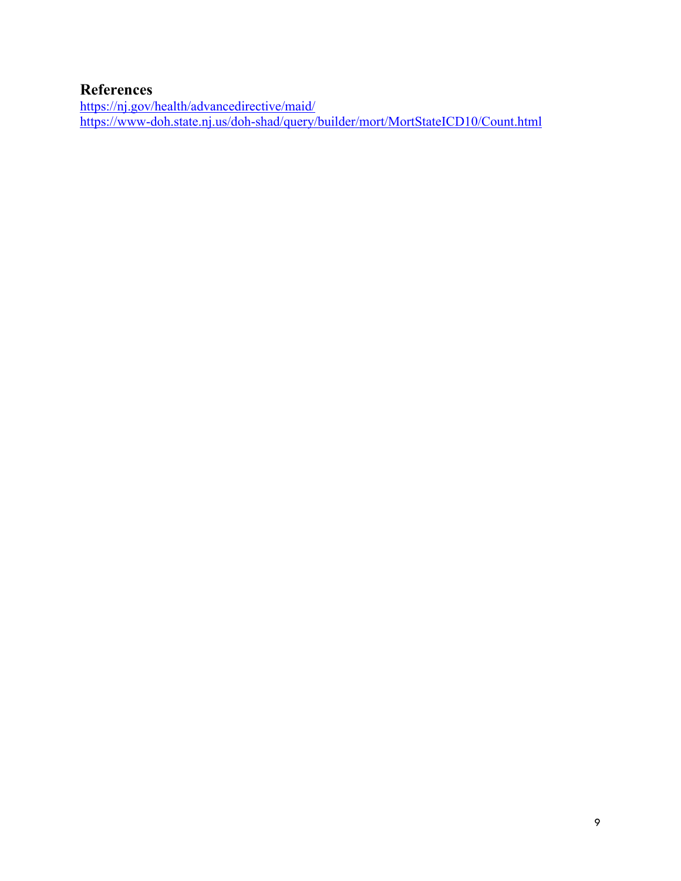## References

https://nj.gov/health/advancedirective/maid/

https://www-doh.state.nj.us/doh-shad/query/builder/mort/MortStateICD10/Count.html